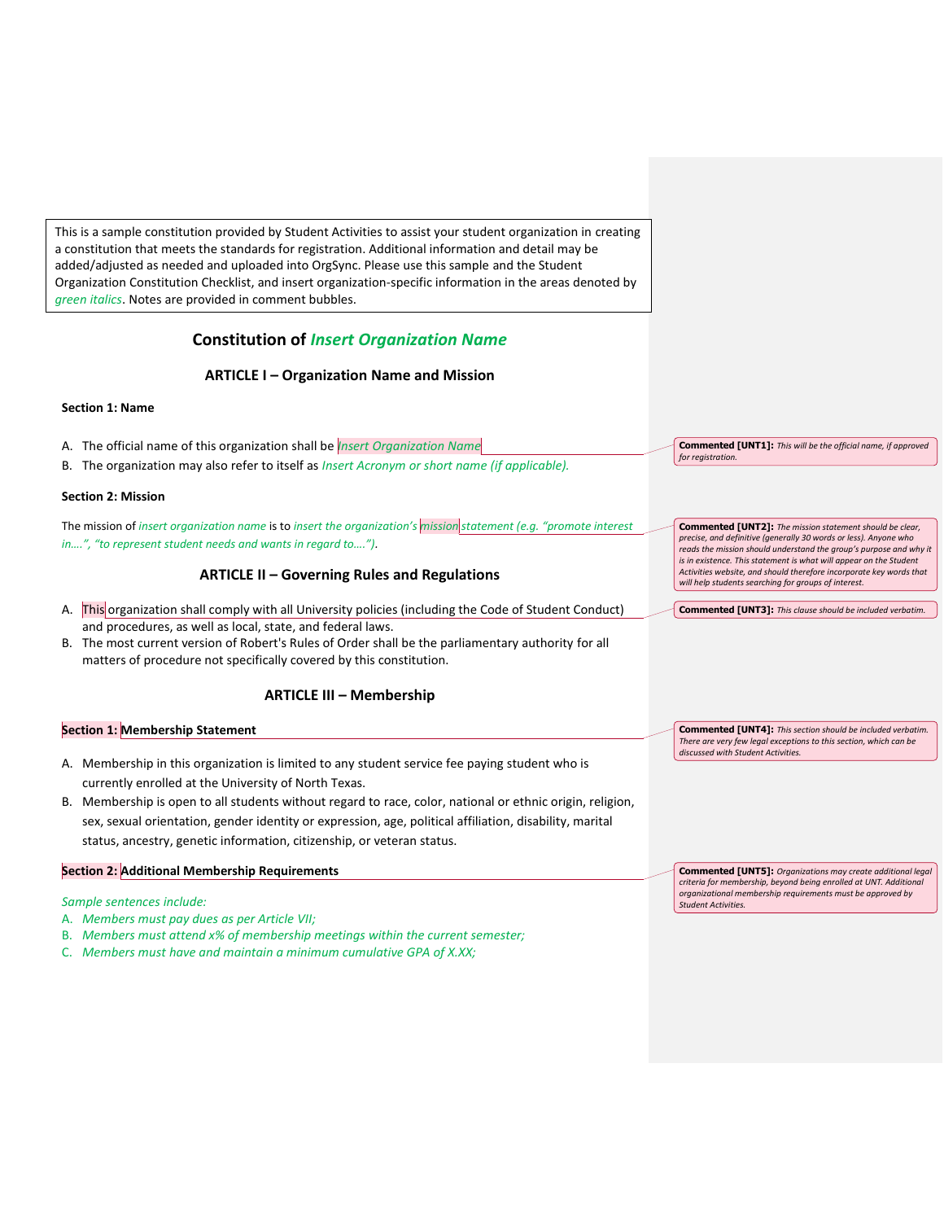This is a sample constitution provided by Student Activities to assist your student organization in creating a constitution that meets the standards for registration. Additional information and detail may be added/adjusted as needed and uploaded into OrgSync. Please use this sample and the Student Organization Constitution Checklist, and insert organization-specific information in the areas denoted by *green italics*. Notes are provided in comment bubbles.

# Constitution of *Insert Organization Name*

## ARTICLE I – Organization Name and Mission

### Section 1: Name

A. The official name of this organization shall be *Insert Organization Name*

B. The organization may also refer to itself as *Insert Acronym or short name (if applicable).*

> **Commented [UNT1]:** *This will be the official name, if approved for registration.*

### Section 2: Mission

The mission of *insert organization name* is to *insert the organization's mission statement (e.g. "promote interest in….", "to represent student needs and wants in regard to….").*

> **Commented [UNT2]:** *The mission statement should be clear, precise, and definitive (generally 30 words or less). Anyone who reads the mission should understand the group's purpose and why it is in existence. This statement is what will appear on the Student Activities website, and should therefore incorporate key words that will help students searching for groups of interest.*

## ARTICLE II – Governing Rules and Regulations

A. This organization shall comply with all University policies (including the Code of Student Conduct) and procedures, as well as local, state, and federal laws.

B. The most current version of Robert's Rules of Order shall be the parliamentary authority for all matters of procedure not specifically covered by this constitution.

> **Commented [UNT3]:** *This clause should be included verbatim.*

## ARTICLE III – Membership

### Section 1: Membership Statement

A. Membership in this organization is limited to any student service fee paying student who is currently enrolled at the University of North Texas.

B. Membership is open to all students without regard to race, color, national or ethnic origin, religion, sex, sexual orientation, gender identity or expression, age, political affiliation, disability, marital status, ancestry, genetic information, citizenship, or veteran status.

> **Commented [UNT4]:** *This section should be included verbatim. There are very few legal exceptions to this section, which can be discussed with Student Activities.*

### Section 2: Additional Membership Requirements

*Sample sentences include:*

A. *Members must pay dues as per Article VII;*

B. *Members must attend x% of membership meetings within the current semester;*

C. *Members must have and maintain a minimum cumulative GPA of X.XX;*

> **Commented [UNT5]:** *Organizations may create additional legal criteria for membership, beyond being enrolled at UNT. Additional organizational membership requirements must be approved by Student Activities.*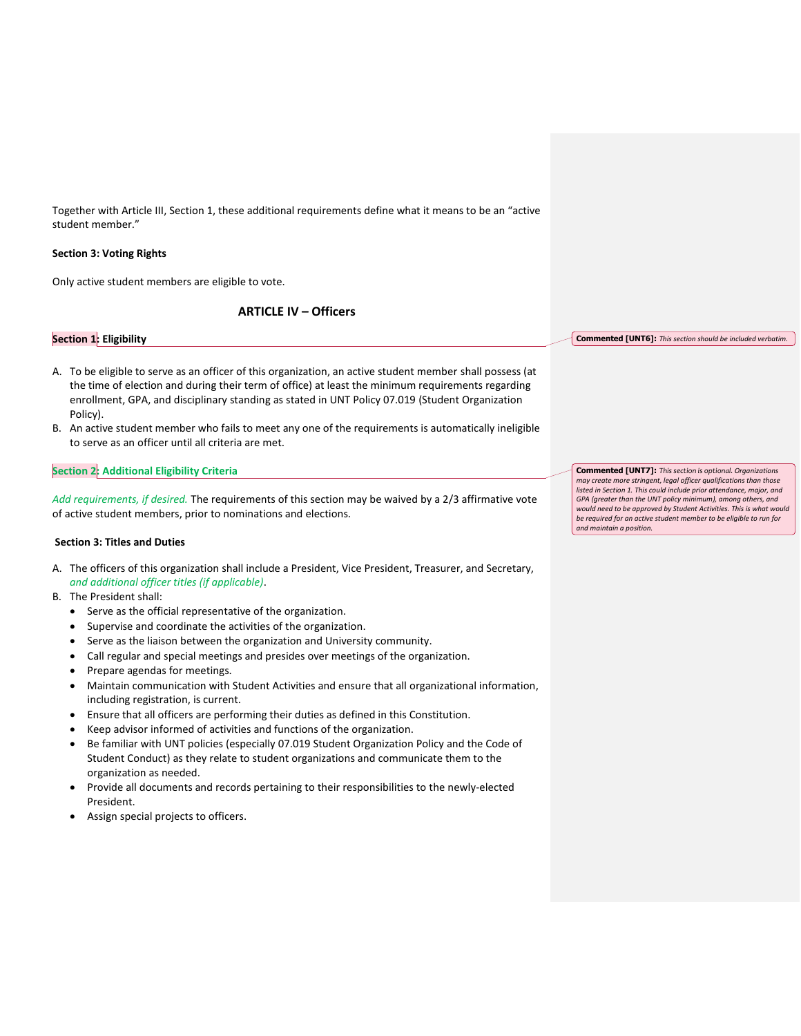Together with Article III, Section 1, these additional requirements define what it means to be an "active student member."

**Section 3: Voting Rights**

Only active student members are eligible to vote.

## ARTICLE IV – Officers

**Section 1: Eligibility**

> **Commented [UNT6]:** *This section should be included verbatim.*

A. To be eligible to serve as an officer of this organization, an active student member shall possess (at the time of election and during their term of office) at least the minimum requirements regarding enrollment, GPA, and disciplinary standing as stated in UNT Policy 07.019 (Student Organization Policy).
B. An active student member who fails to meet any one of the requirements is automatically ineligible to serve as an officer until all criteria are met.

**Section 2: Additional Eligibility Criteria**

> **Commented [UNT7]:** *This section is optional. Organizations may create more stringent, legal officer qualifications than those listed in Section 1. This could include prior attendance, major, and GPA (greater than the UNT policy minimum), among others, and would need to be approved by Student Activities. This is what would be required for an active student member to be eligible to run for and maintain a position.*

*Add requirements, if desired.* The requirements of this section may be waived by a 2/3 affirmative vote of active student members, prior to nominations and elections.

**Section 3: Titles and Duties**

A. The officers of this organization shall include a President, Vice President, Treasurer, and Secretary, *and additional officer titles (if applicable)*.
B. The President shall:
   - Serve as the official representative of the organization.
   - Supervise and coordinate the activities of the organization.
   - Serve as the liaison between the organization and University community.
   - Call regular and special meetings and presides over meetings of the organization.
   - Prepare agendas for meetings.
   - Maintain communication with Student Activities and ensure that all organizational information, including registration, is current.
   - Ensure that all officers are performing their duties as defined in this Constitution.
   - Keep advisor informed of activities and functions of the organization.
   - Be familiar with UNT policies (especially 07.019 Student Organization Policy and the Code of Student Conduct) as they relate to student organizations and communicate them to the organization as needed.
   - Provide all documents and records pertaining to their responsibilities to the newly-elected President.
   - Assign special projects to officers.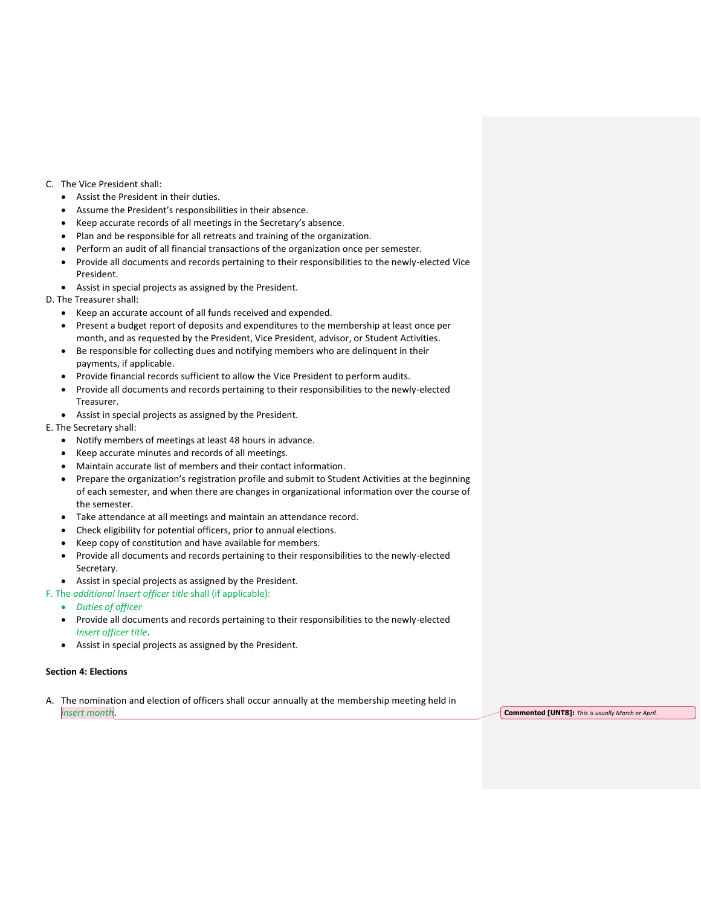C. The Vice President shall:
- Assist the President in their duties.
- Assume the President's responsibilities in their absence.
- Keep accurate records of all meetings in the Secretary's absence.
- Plan and be responsible for all retreats and training of the organization.
- Perform an audit of all financial transactions of the organization once per semester.
- Provide all documents and records pertaining to their responsibilities to the newly-elected Vice President.
- Assist in special projects as assigned by the President.

D. The Treasurer shall:
- Keep an accurate account of all funds received and expended.
- Present a budget report of deposits and expenditures to the membership at least once per month, and as requested by the President, Vice President, advisor, or Student Activities.
- Be responsible for collecting dues and notifying members who are delinquent in their payments, if applicable.
- Provide financial records sufficient to allow the Vice President to perform audits.
- Provide all documents and records pertaining to their responsibilities to the newly-elected Treasurer.
- Assist in special projects as assigned by the President.

E. The Secretary shall:
- Notify members of meetings at least 48 hours in advance.
- Keep accurate minutes and records of all meetings.
- Maintain accurate list of members and their contact information.
- Prepare the organization's registration profile and submit to Student Activities at the beginning of each semester, and when there are changes in organizational information over the course of the semester.
- Take attendance at all meetings and maintain an attendance record.
- Check eligibility for potential officers, prior to annual elections.
- Keep copy of constitution and have available for members.
- Provide all documents and records pertaining to their responsibilities to the newly-elected Secretary.
- Assist in special projects as assigned by the President.

F. The *additional Insert officer title* shall (if applicable):
- *Duties of officer*
- Provide all documents and records pertaining to their responsibilities to the newly-elected *Insert officer title*.
- Assist in special projects as assigned by the President.

**Section 4: Elections**

A. The nomination and election of officers shall occur annually at the membership meeting held in *insert month*.

**Commented [UNT8]:** *This is usually March or April.*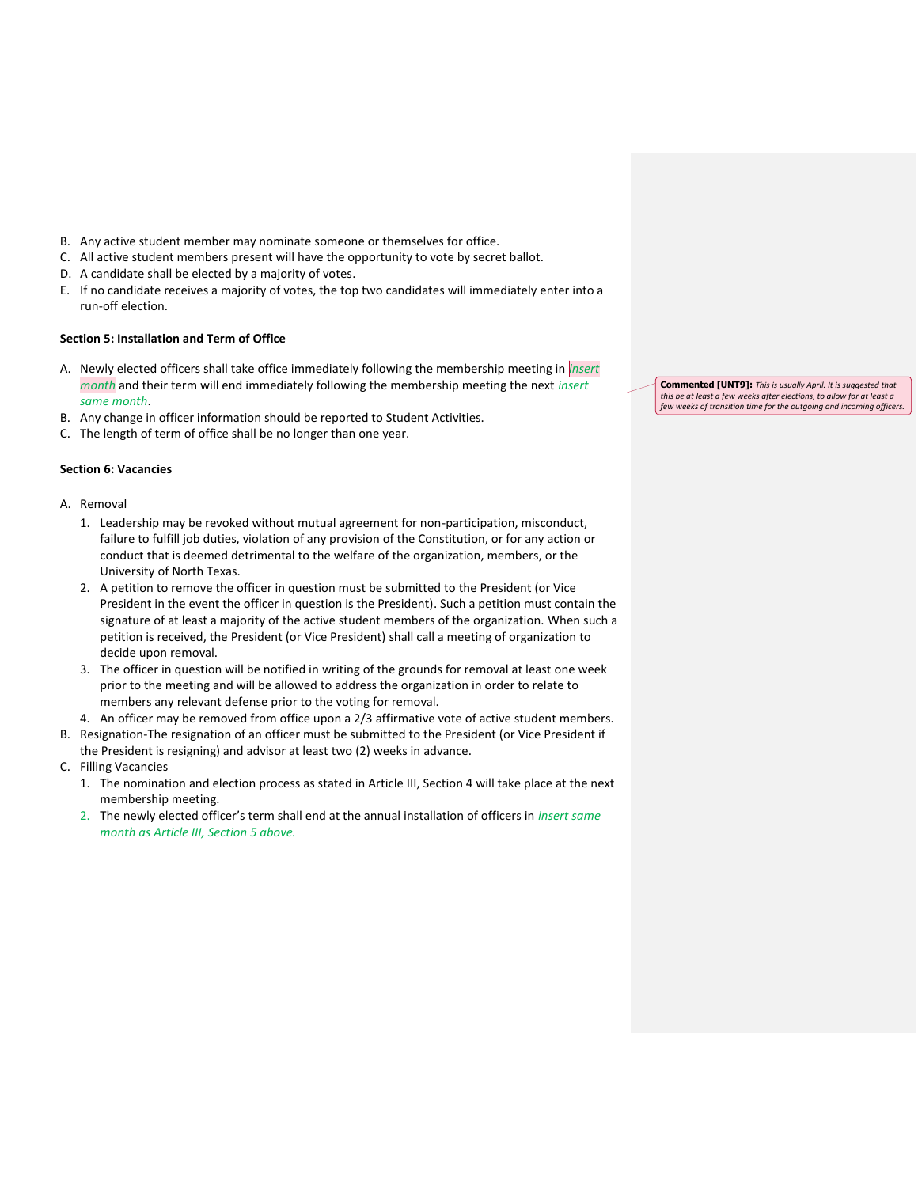B. Any active student member may nominate someone or themselves for office.
C. All active student members present will have the opportunity to vote by secret ballot.
D. A candidate shall be elected by a majority of votes.
E. If no candidate receives a majority of votes, the top two candidates will immediately enter into a run-off election.

**Section 5: Installation and Term of Office**

A. Newly elected officers shall take office immediately following the membership meeting in *insert month* and their term will end immediately following the membership meeting the next *insert same month*.
B. Any change in officer information should be reported to Student Activities.
C. The length of term of office shall be no longer than one year.

**Commented [UNT9]:** *This is usually April. It is suggested that this be at least a few weeks after elections, to allow for at least a few weeks of transition time for the outgoing and incoming officers.*

**Section 6: Vacancies**

A. Removal
   1. Leadership may be revoked without mutual agreement for non-participation, misconduct, failure to fulfill job duties, violation of any provision of the Constitution, or for any action or conduct that is deemed detrimental to the welfare of the organization, members, or the University of North Texas.
   2. A petition to remove the officer in question must be submitted to the President (or Vice President in the event the officer in question is the President). Such a petition must contain the signature of at least a majority of the active student members of the organization. When such a petition is received, the President (or Vice President) shall call a meeting of organization to decide upon removal.
   3. The officer in question will be notified in writing of the grounds for removal at least one week prior to the meeting and will be allowed to address the organization in order to relate to members any relevant defense prior to the voting for removal.
   4. An officer may be removed from office upon a 2/3 affirmative vote of active student members.
B. Resignation-The resignation of an officer must be submitted to the President (or Vice President if the President is resigning) and advisor at least two (2) weeks in advance.
C. Filling Vacancies
   1. The nomination and election process as stated in Article III, Section 4 will take place at the next membership meeting.
   2. The newly elected officer's term shall end at the annual installation of officers in *insert same month as Article III, Section 5 above.*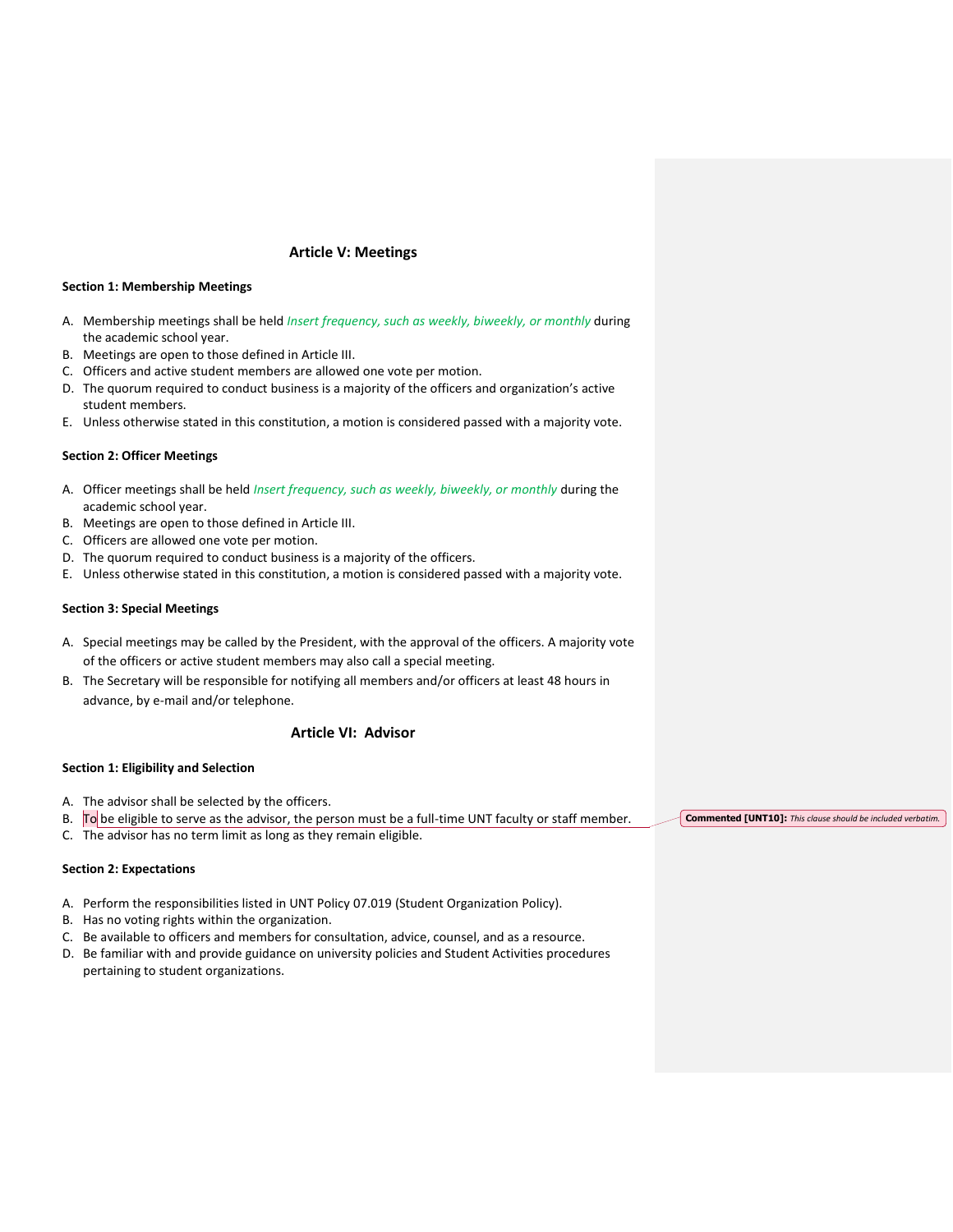## Article V: Meetings

**Section 1: Membership Meetings**

A. Membership meetings shall be held *Insert frequency, such as weekly, biweekly, or monthly* during the academic school year.
B. Meetings are open to those defined in Article III.
C. Officers and active student members are allowed one vote per motion.
D. The quorum required to conduct business is a majority of the officers and organization's active student members.
E. Unless otherwise stated in this constitution, a motion is considered passed with a majority vote.

**Section 2: Officer Meetings**

A. Officer meetings shall be held *Insert frequency, such as weekly, biweekly, or monthly* during the academic school year.
B. Meetings are open to those defined in Article III.
C. Officers are allowed one vote per motion.
D. The quorum required to conduct business is a majority of the officers.
E. Unless otherwise stated in this constitution, a motion is considered passed with a majority vote.

**Section 3: Special Meetings**

A. Special meetings may be called by the President, with the approval of the officers. A majority vote of the officers or active student members may also call a special meeting.
B. The Secretary will be responsible for notifying all members and/or officers at least 48 hours in advance, by e-mail and/or telephone.

## Article VI: Advisor

**Section 1: Eligibility and Selection**

A. The advisor shall be selected by the officers.
B. To be eligible to serve as the advisor, the person must be a full-time UNT faculty or staff member.
C. The advisor has no term limit as long as they remain eligible.

**Commented [UNT10]:** *This clause should be included verbatim.*

**Section 2: Expectations**

A. Perform the responsibilities listed in UNT Policy 07.019 (Student Organization Policy).
B. Has no voting rights within the organization.
C. Be available to officers and members for consultation, advice, counsel, and as a resource.
D. Be familiar with and provide guidance on university policies and Student Activities procedures pertaining to student organizations.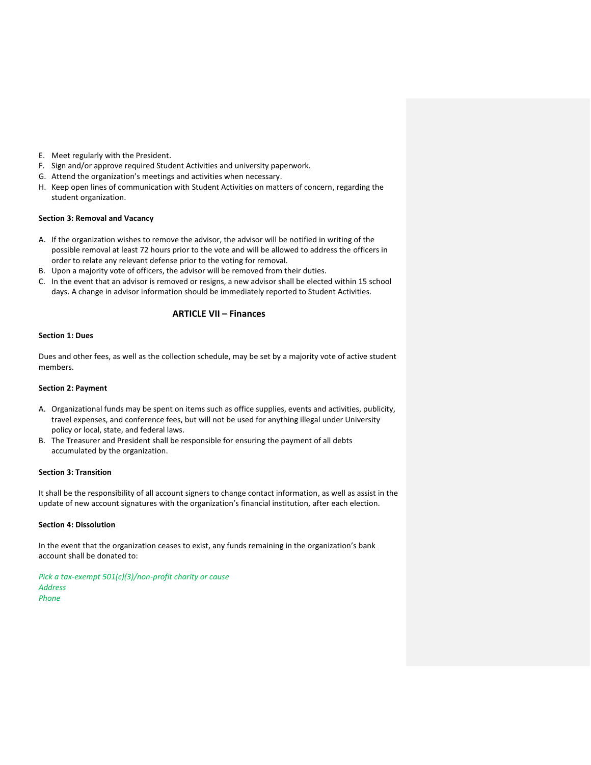E. Meet regularly with the President.
F. Sign and/or approve required Student Activities and university paperwork.
G. Attend the organization's meetings and activities when necessary.
H. Keep open lines of communication with Student Activities on matters of concern, regarding the student organization.

**Section 3: Removal and Vacancy**

A. If the organization wishes to remove the advisor, the advisor will be notified in writing of the possible removal at least 72 hours prior to the vote and will be allowed to address the officers in order to relate any relevant defense prior to the voting for removal.
B. Upon a majority vote of officers, the advisor will be removed from their duties.
C. In the event that an advisor is removed or resigns, a new advisor shall be elected within 15 school days. A change in advisor information should be immediately reported to Student Activities.

## ARTICLE VII – Finances

**Section 1: Dues**

Dues and other fees, as well as the collection schedule, may be set by a majority vote of active student members.

**Section 2: Payment**

A. Organizational funds may be spent on items such as office supplies, events and activities, publicity, travel expenses, and conference fees, but will not be used for anything illegal under University policy or local, state, and federal laws.
B. The Treasurer and President shall be responsible for ensuring the payment of all debts accumulated by the organization.

**Section 3: Transition**

It shall be the responsibility of all account signers to change contact information, as well as assist in the update of new account signatures with the organization's financial institution, after each election.

**Section 4: Dissolution**

In the event that the organization ceases to exist, any funds remaining in the organization's bank account shall be donated to:

*Pick a tax-exempt 501(c)(3)/non-profit charity or cause*
*Address*
*Phone*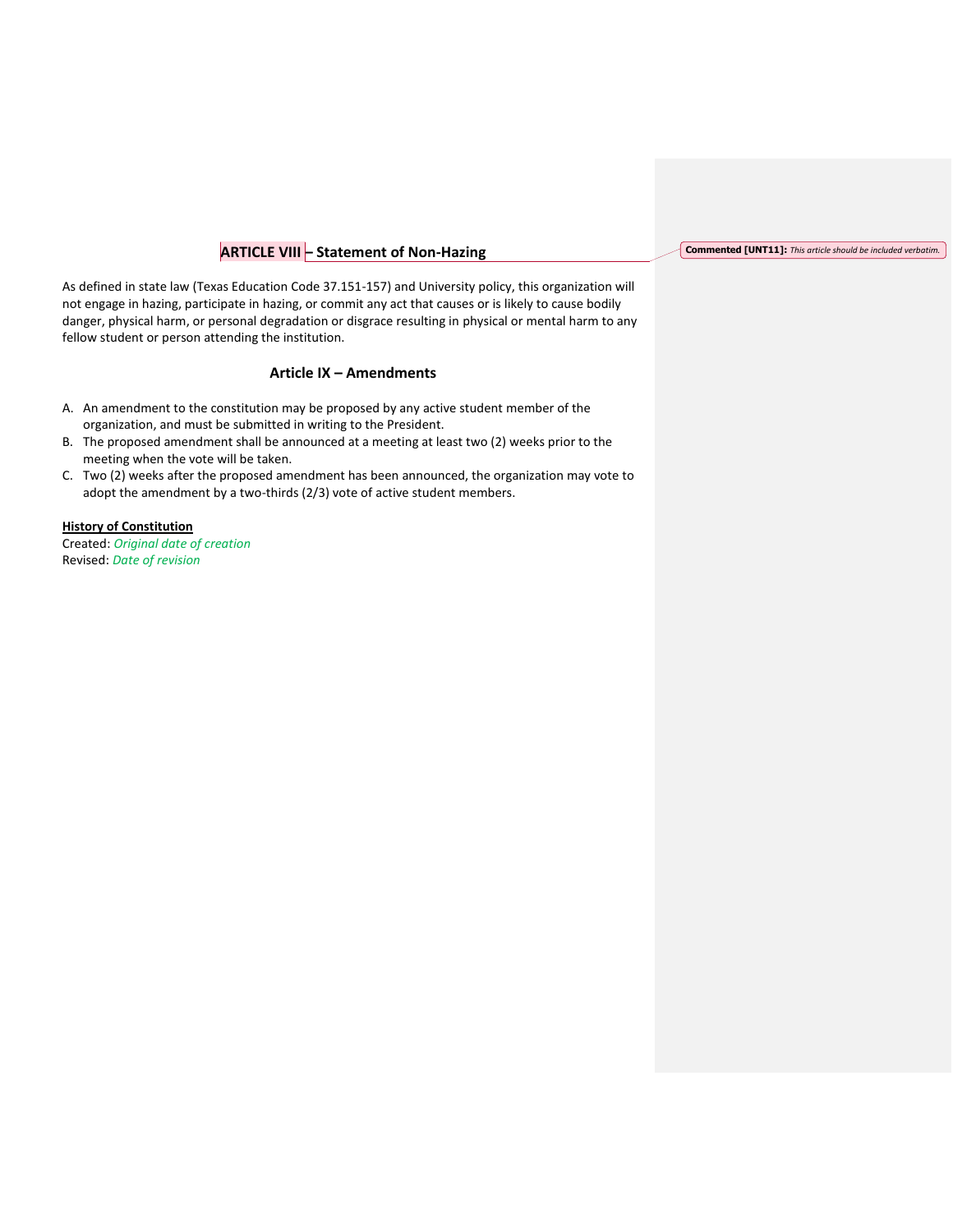## ARTICLE VIII – Statement of Non-Hazing

Commented [UNT11]: *This article should be included verbatim.*

As defined in state law (Texas Education Code 37.151-157) and University policy, this organization will not engage in hazing, participate in hazing, or commit any act that causes or is likely to cause bodily danger, physical harm, or personal degradation or disgrace resulting in physical or mental harm to any fellow student or person attending the institution.

## Article IX – Amendments

A. An amendment to the constitution may be proposed by any active student member of the organization, and must be submitted in writing to the President.
B. The proposed amendment shall be announced at a meeting at least two (2) weeks prior to the meeting when the vote will be taken.
C. Two (2) weeks after the proposed amendment has been announced, the organization may vote to adopt the amendment by a two-thirds (2/3) vote of active student members.

**History of Constitution**

Created: *Original date of creation*
Revised: *Date of revision*